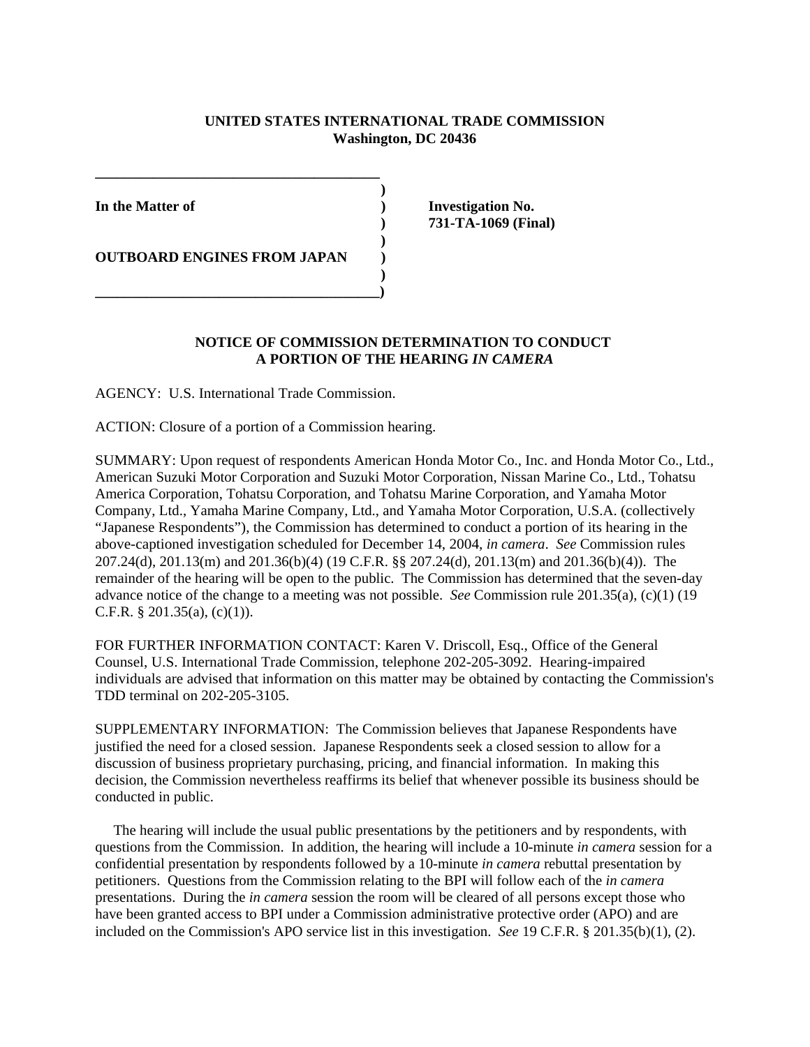**UNITED STATES INTERNATIONAL TRADE COMMISSION**
**Washington, DC 20436**

| | | |
|---|---|---|
| **In the Matter of** | ) | **Investigation No.** |
| | ) | **731-TA-1069 (Final)** |
| **OUTBOARD ENGINES FROM JAPAN** | ) | |

**NOTICE OF COMMISSION DETERMINATION TO CONDUCT A PORTION OF THE HEARING *IN CAMERA***

AGENCY: U.S. International Trade Commission.

ACTION: Closure of a portion of a Commission hearing.

SUMMARY: Upon request of respondents American Honda Motor Co., Inc. and Honda Motor Co., Ltd., American Suzuki Motor Corporation and Suzuki Motor Corporation, Nissan Marine Co., Ltd., Tohatsu America Corporation, Tohatsu Corporation, and Tohatsu Marine Corporation, and Yamaha Motor Company, Ltd., Yamaha Marine Company, Ltd., and Yamaha Motor Corporation, U.S.A. (collectively "Japanese Respondents"), the Commission has determined to conduct a portion of its hearing in the above-captioned investigation scheduled for December 14, 2004, *in camera*. *See* Commission rules 207.24(d), 201.13(m) and 201.36(b)(4) (19 C.F.R. §§ 207.24(d), 201.13(m) and 201.36(b)(4)). The remainder of the hearing will be open to the public. The Commission has determined that the seven-day advance notice of the change to a meeting was not possible. *See* Commission rule 201.35(a), (c)(1) (19 C.F.R. § 201.35(a), (c)(1)).

FOR FURTHER INFORMATION CONTACT: Karen V. Driscoll, Esq., Office of the General Counsel, U.S. International Trade Commission, telephone 202-205-3092. Hearing-impaired individuals are advised that information on this matter may be obtained by contacting the Commission's TDD terminal on 202-205-3105.

SUPPLEMENTARY INFORMATION: The Commission believes that Japanese Respondents have justified the need for a closed session. Japanese Respondents seek a closed session to allow for a discussion of business proprietary purchasing, pricing, and financial information. In making this decision, the Commission nevertheless reaffirms its belief that whenever possible its business should be conducted in public.

The hearing will include the usual public presentations by the petitioners and by respondents, with questions from the Commission. In addition, the hearing will include a 10-minute *in camera* session for a confidential presentation by respondents followed by a 10-minute *in camera* rebuttal presentation by petitioners. Questions from the Commission relating to the BPI will follow each of the *in camera* presentations. During the *in camera* session the room will be cleared of all persons except those who have been granted access to BPI under a Commission administrative protective order (APO) and are included on the Commission's APO service list in this investigation. *See* 19 C.F.R. § 201.35(b)(1), (2).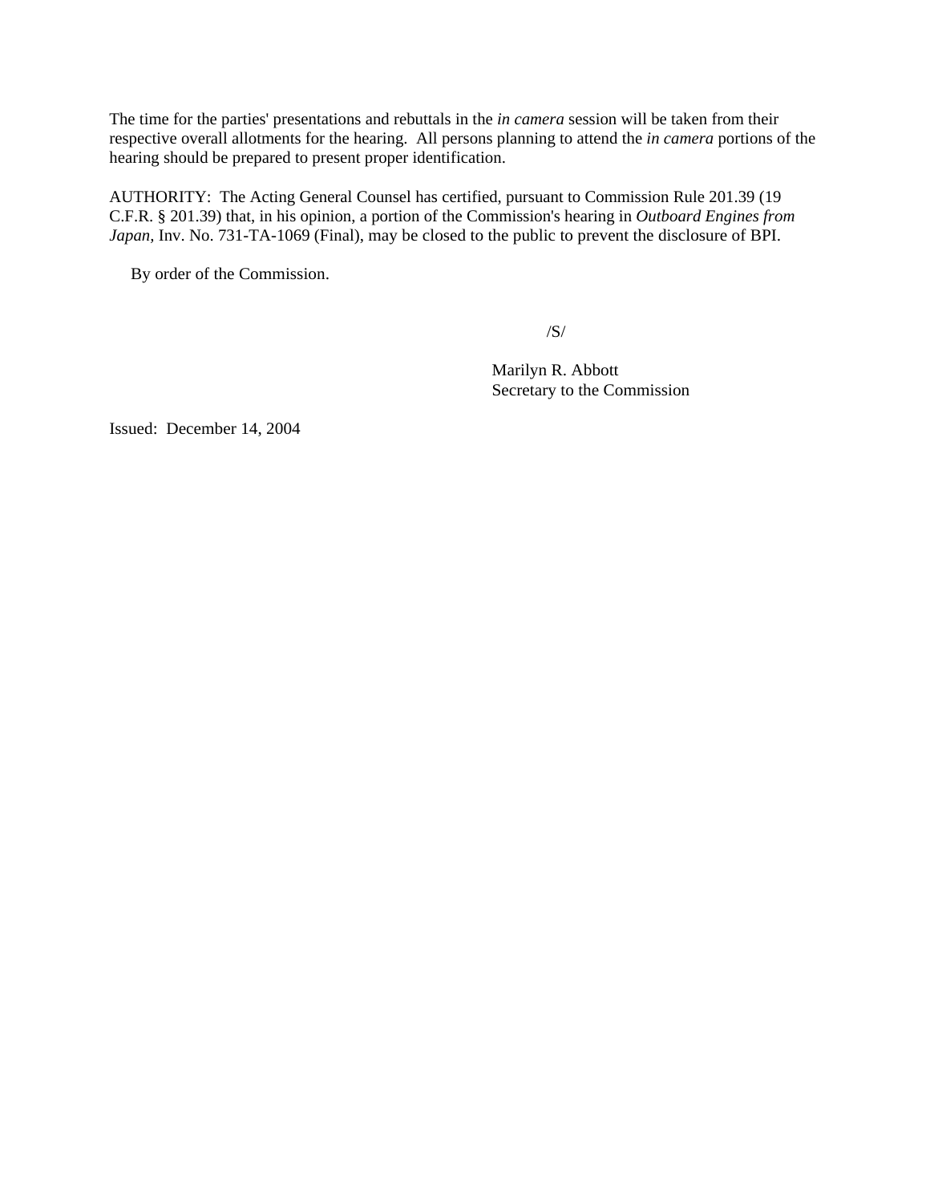The time for the parties' presentations and rebuttals in the *in camera* session will be taken from their respective overall allotments for the hearing. All persons planning to attend the *in camera* portions of the hearing should be prepared to present proper identification.

AUTHORITY: The Acting General Counsel has certified, pursuant to Commission Rule 201.39 (19 C.F.R. § 201.39) that, in his opinion, a portion of the Commission's hearing in *Outboard Engines from Japan,* Inv. No. 731-TA-1069 (Final), may be closed to the public to prevent the disclosure of BPI.

By order of the Commission.

/S/

Marilyn R. Abbott
Secretary to the Commission

Issued: December 14, 2004